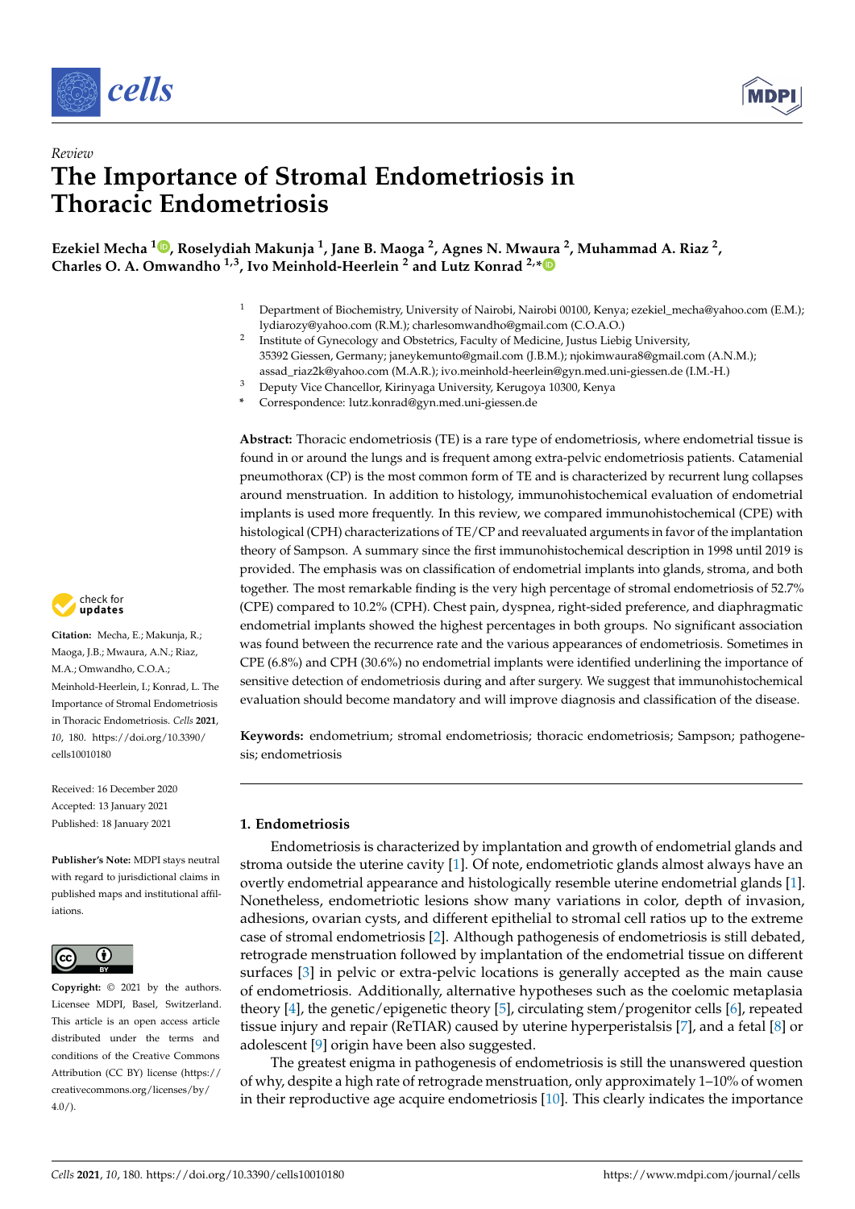*Review*

# The Importance of Stromal Endometriosis in Thoracic Endometriosis

**Ezekiel Mecha [1], Roselydiah Makunja [1], Jane B. Maoga [2], Agnes N. Mwaura [2], Muhammad A. Riaz [2], Charles O. A. Omwandho [1,3], Ivo Meinhold-Heerlein [2] and Lutz Konrad [2,*]**

[1] Department of Biochemistry, University of Nairobi, Nairobi 00100, Kenya; ezekiel_mecha@yahoo.com (E.M.); lydiarozy@yahoo.com (R.M.); charlesomwandho@gmail.com (C.O.A.O.)

[2] Institute of Gynecology and Obstetrics, Faculty of Medicine, Justus Liebig University, 35392 Giessen, Germany; janeykemunto@gmail.com (J.B.M.); njokimwaura8@gmail.com (A.N.M.); assad_riaz2k@yahoo.com (M.A.R.); ivo.meinhold-heerlein@gyn.med.uni-giessen.de (I.M.-H.)

[3] Deputy Vice Chancellor, Kirinyaga University, Kerugoya 10300, Kenya

\* Correspondence: lutz.konrad@gyn.med.uni-giessen.de

**Abstract:** Thoracic endometriosis (TE) is a rare type of endometriosis, where endometrial tissue is found in or around the lungs and is frequent among extra-pelvic endometriosis patients. Catamenial pneumothorax (CP) is the most common form of TE and is characterized by recurrent lung collapses around menstruation. In addition to histology, immunohistochemical evaluation of endometrial implants is used more frequently. In this review, we compared immunohistochemical (CPE) with histological (CPH) characterizations of TE/CP and reevaluated arguments in favor of the implantation theory of Sampson. A summary since the first immunohistochemical description in 1998 until 2019 is provided. The emphasis was on classification of endometrial implants into glands, stroma, and both together. The most remarkable finding is the very high percentage of stromal endometriosis of 52.7% (CPE) compared to 10.2% (CPH). Chest pain, dyspnea, right-sided preference, and diaphragmatic endometrial implants showed the highest percentages in both groups. No significant association was found between the recurrence rate and the various appearances of endometriosis. Sometimes in CPE (6.8%) and CPH (30.6%) no endometrial implants were identified underlining the importance of sensitive detection of endometriosis during and after surgery. We suggest that immunohistochemical evaluation should become mandatory and will improve diagnosis and classification of the disease.

**Keywords:** endometrium; stromal endometriosis; thoracic endometriosis; Sampson; pathogenesis; endometriosis

**Citation:** Mecha, E.; Makunja, R.; Maoga, J.B.; Mwaura, A.N.; Riaz, M.A.; Omwandho, C.O.A.; Meinhold-Heerlein, I.; Konrad, L. The Importance of Stromal Endometriosis in Thoracic Endometriosis. *Cells* **2021**, *10*, 180. https://doi.org/10.3390/cells10010180

Received: 16 December 2020
Accepted: 13 January 2021
Published: 18 January 2021

**Publisher's Note:** MDPI stays neutral with regard to jurisdictional claims in published maps and institutional affiliations.

**Copyright:** © 2021 by the authors. Licensee MDPI, Basel, Switzerland. This article is an open access article distributed under the terms and conditions of the Creative Commons Attribution (CC BY) license (https://creativecommons.org/licenses/by/4.0/).

## 1. Endometriosis

Endometriosis is characterized by implantation and growth of endometrial glands and stroma outside the uterine cavity [1]. Of note, endometriotic glands almost always have an overtly endometrial appearance and histologically resemble uterine endometrial glands [1]. Nonetheless, endometriotic lesions show many variations in color, depth of invasion, adhesions, ovarian cysts, and different epithelial to stromal cell ratios up to the extreme case of stromal endometriosis [2]. Although pathogenesis of endometriosis is still debated, retrograde menstruation followed by implantation of the endometrial tissue on different surfaces [3] in pelvic or extra-pelvic locations is generally accepted as the main cause of endometriosis. Additionally, alternative hypotheses such as the coelomic metaplasia theory [4], the genetic/epigenetic theory [5], circulating stem/progenitor cells [6], repeated tissue injury and repair (ReTIAR) caused by uterine hyperperistalsis [7], and a fetal [8] or adolescent [9] origin have been also suggested.

The greatest enigma in pathogenesis of endometriosis is still the unanswered question of why, despite a high rate of retrograde menstruation, only approximately 1–10% of women in their reproductive age acquire endometriosis [10]. This clearly indicates the importance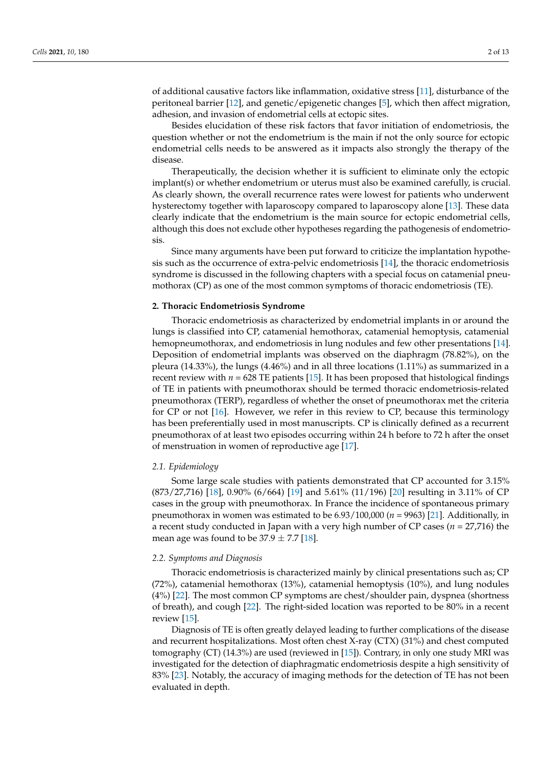of additional causative factors like inflammation, oxidative stress [11], disturbance of the peritoneal barrier [12], and genetic/epigenetic changes [5], which then affect migration, adhesion, and invasion of endometrial cells at ectopic sites.

Besides elucidation of these risk factors that favor initiation of endometriosis, the question whether or not the endometrium is the main if not the only source for ectopic endometrial cells needs to be answered as it impacts also strongly the therapy of the disease.

Therapeutically, the decision whether it is sufficient to eliminate only the ectopic implant(s) or whether endometrium or uterus must also be examined carefully, is crucial. As clearly shown, the overall recurrence rates were lowest for patients who underwent hysterectomy together with laparoscopy compared to laparoscopy alone [13]. These data clearly indicate that the endometrium is the main source for ectopic endometrial cells, although this does not exclude other hypotheses regarding the pathogenesis of endometriosis.

Since many arguments have been put forward to criticize the implantation hypothesis such as the occurrence of extra-pelvic endometriosis [14], the thoracic endometriosis syndrome is discussed in the following chapters with a special focus on catamenial pneumothorax (CP) as one of the most common symptoms of thoracic endometriosis (TE).

## 2. Thoracic Endometriosis Syndrome

Thoracic endometriosis as characterized by endometrial implants in or around the lungs is classified into CP, catamenial hemothorax, catamenial hemoptysis, catamenial hemopneumothorax, and endometriosis in lung nodules and few other presentations [14]. Deposition of endometrial implants was observed on the diaphragm (78.82%), on the pleura (14.33%), the lungs (4.46%) and in all three locations (1.11%) as summarized in a recent review with $n = 628$ TE patients [15]. It has been proposed that histological findings of TE in patients with pneumothorax should be termed thoracic endometriosis-related pneumothorax (TERP), regardless of whether the onset of pneumothorax met the criteria for CP or not [16]. However, we refer in this review to CP, because this terminology has been preferentially used in most manuscripts. CP is clinically defined as a recurrent pneumothorax of at least two episodes occurring within 24 h before to 72 h after the onset of menstruation in women of reproductive age [17].

### 2.1. Epidemiology

Some large scale studies with patients demonstrated that CP accounted for 3.15% (873/27,716) [18], 0.90% (6/664) [19] and 5.61% (11/196) [20] resulting in 3.11% of CP cases in the group with pneumothorax. In France the incidence of spontaneous primary pneumothorax in women was estimated to be 6.93/100,000 ($n = 9963$) [21]. Additionally, in a recent study conducted in Japan with a very high number of CP cases ($n = 27,716$) the mean age was found to be $37.9 \pm 7.7$ [18].

### 2.2. Symptoms and Diagnosis

Thoracic endometriosis is characterized mainly by clinical presentations such as; CP (72%), catamenial hemothorax (13%), catamenial hemoptysis (10%), and lung nodules (4%) [22]. The most common CP symptoms are chest/shoulder pain, dyspnea (shortness of breath), and cough [22]. The right-sided location was reported to be 80% in a recent review [15].

Diagnosis of TE is often greatly delayed leading to further complications of the disease and recurrent hospitalizations. Most often chest X-ray (CTX) (31%) and chest computed tomography (CT) (14.3%) are used (reviewed in [15]). Contrary, in only one study MRI was investigated for the detection of diaphragmatic endometriosis despite a high sensitivity of 83% [23]. Notably, the accuracy of imaging methods for the detection of TE has not been evaluated in depth.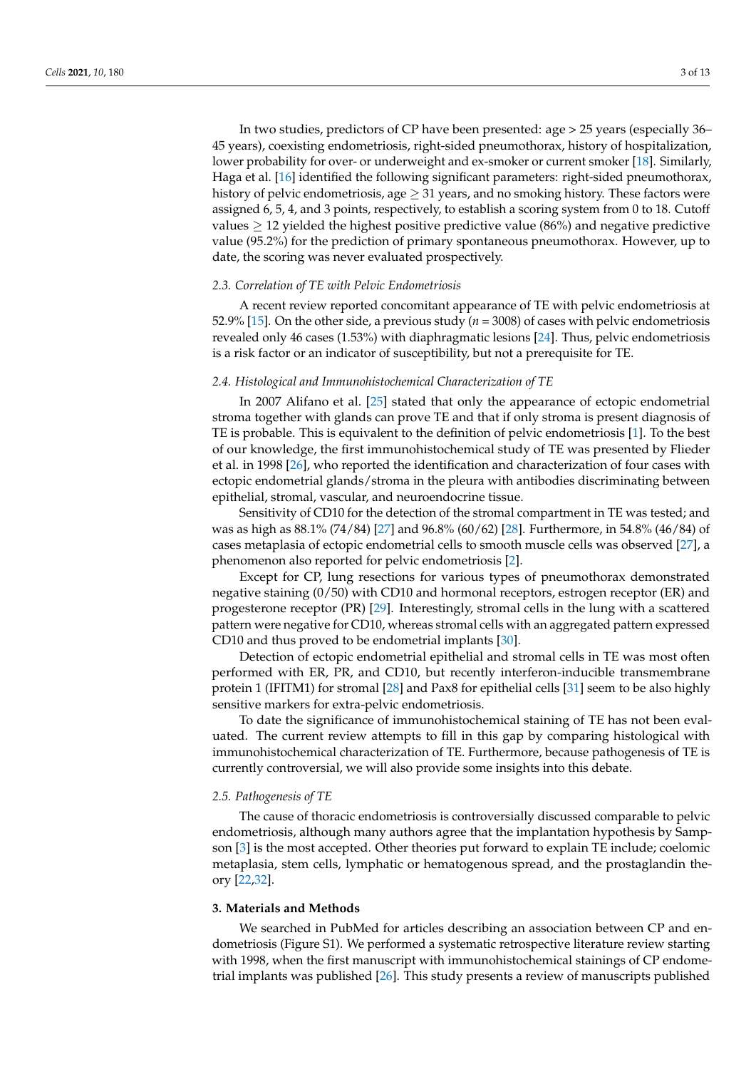In two studies, predictors of CP have been presented: age > 25 years (especially 36–45 years), coexisting endometriosis, right-sided pneumothorax, history of hospitalization, lower probability for over- or underweight and ex-smoker or current smoker [18]. Similarly, Haga et al. [16] identified the following significant parameters: right-sided pneumothorax, history of pelvic endometriosis, age $\geq$ 31 years, and no smoking history. These factors were assigned 6, 5, 4, and 3 points, respectively, to establish a scoring system from 0 to 18. Cutoff values $\geq$ 12 yielded the highest positive predictive value (86%) and negative predictive value (95.2%) for the prediction of primary spontaneous pneumothorax. However, up to date, the scoring was never evaluated prospectively.

### *2.3. Correlation of TE with Pelvic Endometriosis*

A recent review reported concomitant appearance of TE with pelvic endometriosis at 52.9% [15]. On the other side, a previous study ($n$ = 3008) of cases with pelvic endometriosis revealed only 46 cases (1.53%) with diaphragmatic lesions [24]. Thus, pelvic endometriosis is a risk factor or an indicator of susceptibility, but not a prerequisite for TE.

### *2.4. Histological and Immunohistochemical Characterization of TE*

In 2007 Alifano et al. [25] stated that only the appearance of ectopic endometrial stroma together with glands can prove TE and that if only stroma is present diagnosis of TE is probable. This is equivalent to the definition of pelvic endometriosis [1]. To the best of our knowledge, the first immunohistochemical study of TE was presented by Flieder et al. in 1998 [26], who reported the identification and characterization of four cases with ectopic endometrial glands/stroma in the pleura with antibodies discriminating between epithelial, stromal, vascular, and neuroendocrine tissue.

Sensitivity of CD10 for the detection of the stromal compartment in TE was tested; and was as high as 88.1% (74/84) [27] and 96.8% (60/62) [28]. Furthermore, in 54.8% (46/84) of cases metaplasia of ectopic endometrial cells to smooth muscle cells was observed [27], a phenomenon also reported for pelvic endometriosis [2].

Except for CP, lung resections for various types of pneumothorax demonstrated negative staining (0/50) with CD10 and hormonal receptors, estrogen receptor (ER) and progesterone receptor (PR) [29]. Interestingly, stromal cells in the lung with a scattered pattern were negative for CD10, whereas stromal cells with an aggregated pattern expressed CD10 and thus proved to be endometrial implants [30].

Detection of ectopic endometrial epithelial and stromal cells in TE was most often performed with ER, PR, and CD10, but recently interferon-inducible transmembrane protein 1 (IFITM1) for stromal [28] and Pax8 for epithelial cells [31] seem to be also highly sensitive markers for extra-pelvic endometriosis.

To date the significance of immunohistochemical staining of TE has not been evaluated. The current review attempts to fill in this gap by comparing histological with immunohistochemical characterization of TE. Furthermore, because pathogenesis of TE is currently controversial, we will also provide some insights into this debate.

### *2.5. Pathogenesis of TE*

The cause of thoracic endometriosis is controversially discussed comparable to pelvic endometriosis, although many authors agree that the implantation hypothesis by Sampson [3] is the most accepted. Other theories put forward to explain TE include; coelomic metaplasia, stem cells, lymphatic or hematogenous spread, and the prostaglandin theory [22,32].

## **3. Materials and Methods**

We searched in PubMed for articles describing an association between CP and endometriosis (Figure S1). We performed a systematic retrospective literature review starting with 1998, when the first manuscript with immunohistochemical stainings of CP endometrial implants was published [26]. This study presents a review of manuscripts published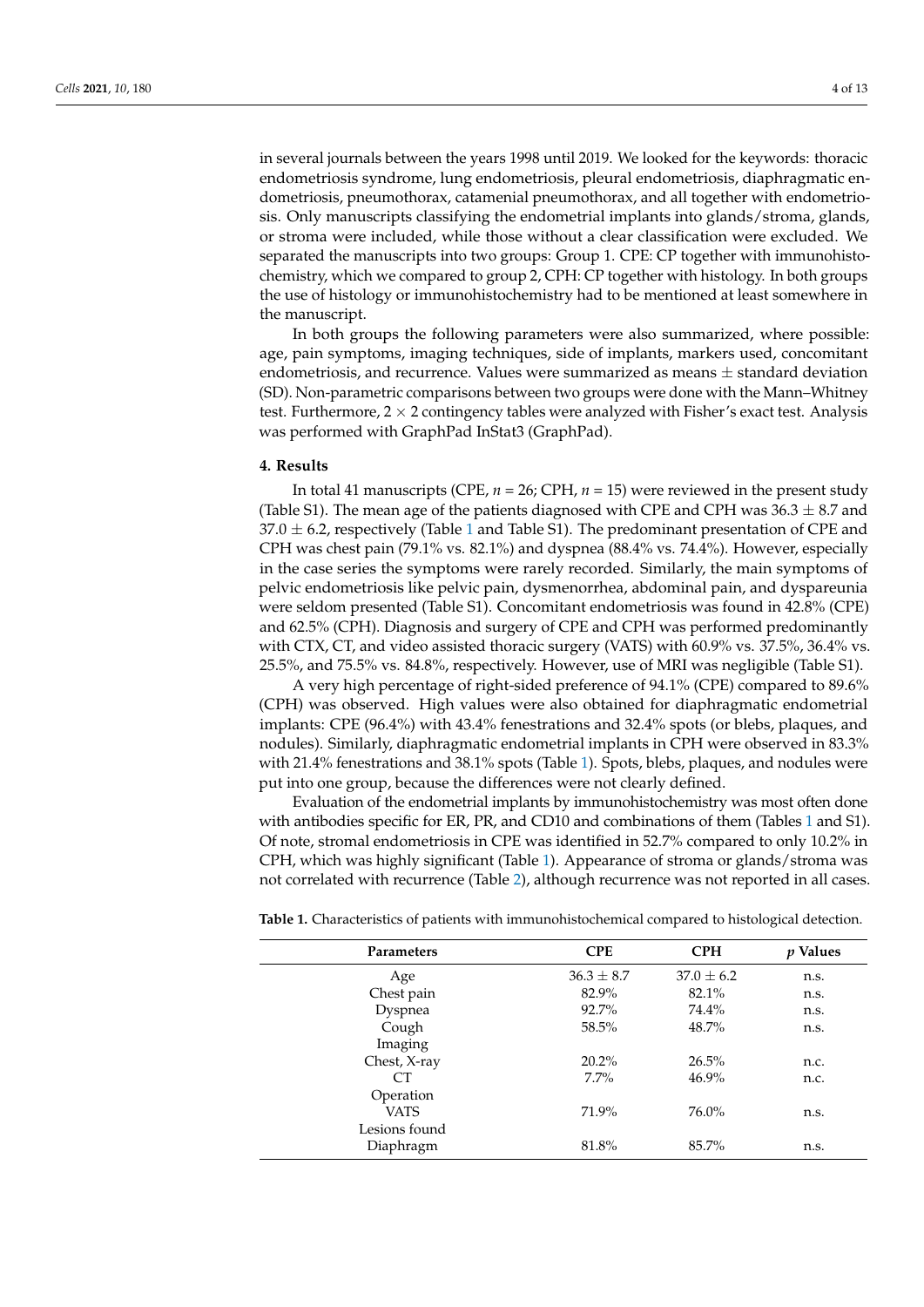in several journals between the years 1998 until 2019. We looked for the keywords: thoracic endometriosis syndrome, lung endometriosis, pleural endometriosis, diaphragmatic endometriosis, pneumothorax, catamenial pneumothorax, and all together with endometriosis. Only manuscripts classifying the endometrial implants into glands/stroma, glands, or stroma were included, while those without a clear classification were excluded. We separated the manuscripts into two groups: Group 1. CPE: CP together with immunohistochemistry, which we compared to group 2, CPH: CP together with histology. In both groups the use of histology or immunohistochemistry had to be mentioned at least somewhere in the manuscript.

In both groups the following parameters were also summarized, where possible: age, pain symptoms, imaging techniques, side of implants, markers used, concomitant endometriosis, and recurrence. Values were summarized as means ± standard deviation (SD). Non-parametric comparisons between two groups were done with the Mann–Whitney test. Furthermore, 2 × 2 contingency tables were analyzed with Fisher's exact test. Analysis was performed with GraphPad InStat3 (GraphPad).

## 4. Results

In total 41 manuscripts (CPE, *n* = 26; CPH, *n* = 15) were reviewed in the present study (Table S1). The mean age of the patients diagnosed with CPE and CPH was 36.3 ± 8.7 and 37.0 ± 6.2, respectively (Table 1 and Table S1). The predominant presentation of CPE and CPH was chest pain (79.1% vs. 82.1%) and dyspnea (88.4% vs. 74.4%). However, especially in the case series the symptoms were rarely recorded. Similarly, the main symptoms of pelvic endometriosis like pelvic pain, dysmenorrhea, abdominal pain, and dyspareunia were seldom presented (Table S1). Concomitant endometriosis was found in 42.8% (CPE) and 62.5% (CPH). Diagnosis and surgery of CPE and CPH was performed predominantly with CTX, CT, and video assisted thoracic surgery (VATS) with 60.9% vs. 37.5%, 36.4% vs. 25.5%, and 75.5% vs. 84.8%, respectively. However, use of MRI was negligible (Table S1).

A very high percentage of right-sided preference of 94.1% (CPE) compared to 89.6% (CPH) was observed. High values were also obtained for diaphragmatic endometrial implants: CPE (96.4%) with 43.4% fenestrations and 32.4% spots (or blebs, plaques, and nodules). Similarly, diaphragmatic endometrial implants in CPH were observed in 83.3% with 21.4% fenestrations and 38.1% spots (Table 1). Spots, blebs, plaques, and nodules were put into one group, because the differences were not clearly defined.

Evaluation of the endometrial implants by immunohistochemistry was most often done with antibodies specific for ER, PR, and CD10 and combinations of them (Tables 1 and S1). Of note, stromal endometriosis in CPE was identified in 52.7% compared to only 10.2% in CPH, which was highly significant (Table 1). Appearance of stroma or glands/stroma was not correlated with recurrence (Table 2), although recurrence was not reported in all cases.

**Table 1.** Characteristics of patients with immunohistochemical compared to histological detection.

| Parameters | CPE | CPH | *p* Values |
|---|---|---|---|
| Age | 36.3 ± 8.7 | 37.0 ± 6.2 | n.s. |
| Chest pain | 82.9% | 82.1% | n.s. |
| Dyspnea | 92.7% | 74.4% | n.s. |
| Cough | 58.5% | 48.7% | n.s. |
| Imaging | | | |
| Chest, X-ray | 20.2% | 26.5% | n.c. |
| CT | 7.7% | 46.9% | n.c. |
| Operation | | | |
| VATS | 71.9% | 76.0% | n.s. |
| Lesions found | | | |
| Diaphragm | 81.8% | 85.7% | n.s. |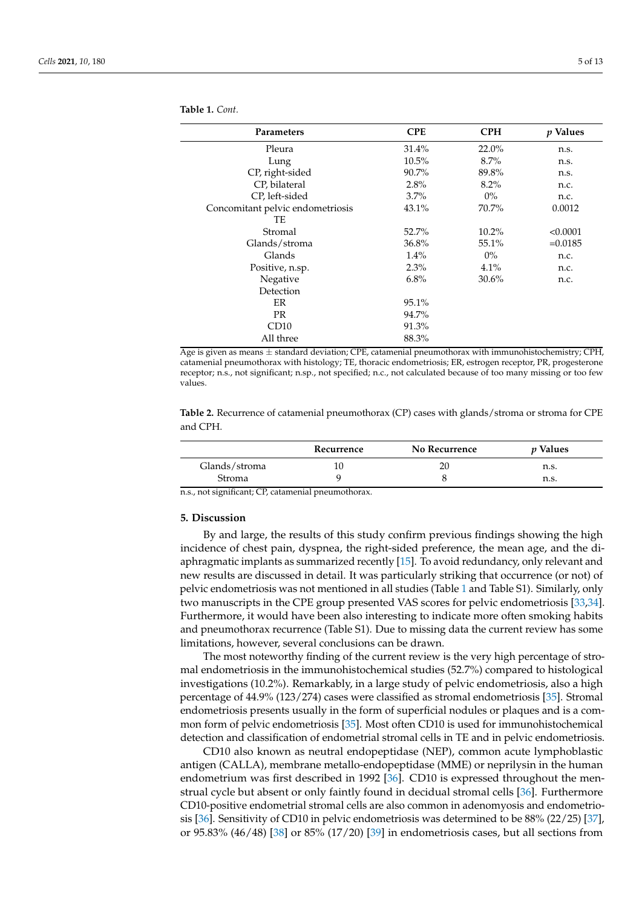**Table 1.** *Cont.*

| Parameters | CPE | CPH | *p* Values |
|---|---|---|---|
| Pleura | 31.4% | 22.0% | n.s. |
| Lung | 10.5% | 8.7% | n.s. |
| CP, right-sided | 90.7% | 89.8% | n.s. |
| CP, bilateral | 2.8% | 8.2% | n.c. |
| CP, left-sided | 3.7% | 0% | n.c. |
| Concomitant pelvic endometriosis | 43.1% | 70.7% | 0.0012 |
| TE | | | |
| Stromal | 52.7% | 10.2% | <0.0001 |
| Glands/stroma | 36.8% | 55.1% | =0.0185 |
| Glands | 1.4% | 0% | n.c. |
| Positive, n.sp. | 2.3% | 4.1% | n.c. |
| Negative | 6.8% | 30.6% | n.c. |
| Detection | | | |
| ER | 95.1% | | |
| PR | 94.7% | | |
| CD10 | 91.3% | | |
| All three | 88.3% | | |

Age is given as means ± standard deviation; CPE, catamenial pneumothorax with immunohistochemistry; CPH, catamenial pneumothorax with histology; TE, thoracic endometriosis; ER, estrogen receptor, PR, progesterone receptor; n.s., not significant; n.sp., not specified; n.c., not calculated because of too many missing or too few values.

**Table 2.** Recurrence of catamenial pneumothorax (CP) cases with glands/stroma or stroma for CPE and CPH.

| | Recurrence | No Recurrence | *p* Values |
|---|---|---|---|
| Glands/stroma | 10 | 20 | n.s. |
| Stroma | 9 | 8 | n.s. |

n.s., not significant; CP, catamenial pneumothorax.

## 5. Discussion

By and large, the results of this study confirm previous findings showing the high incidence of chest pain, dyspnea, the right-sided preference, the mean age, and the diaphragmatic implants as summarized recently [15]. To avoid redundancy, only relevant and new results are discussed in detail. It was particularly striking that occurrence (or not) of pelvic endometriosis was not mentioned in all studies (Table 1 and Table S1). Similarly, only two manuscripts in the CPE group presented VAS scores for pelvic endometriosis [33,34]. Furthermore, it would have been also interesting to indicate more often smoking habits and pneumothorax recurrence (Table S1). Due to missing data the current review has some limitations, however, several conclusions can be drawn.

The most noteworthy finding of the current review is the very high percentage of stromal endometriosis in the immunohistochemical studies (52.7%) compared to histological investigations (10.2%). Remarkably, in a large study of pelvic endometriosis, also a high percentage of 44.9% (123/274) cases were classified as stromal endometriosis [35]. Stromal endometriosis presents usually in the form of superficial nodules or plaques and is a common form of pelvic endometriosis [35]. Most often CD10 is used for immunohistochemical detection and classification of endometrial stromal cells in TE and in pelvic endometriosis.

CD10 also known as neutral endopeptidase (NEP), common acute lymphoblastic antigen (CALLA), membrane metallo-endopeptidase (MME) or neprilysin in the human endometrium was first described in 1992 [36]. CD10 is expressed throughout the menstrual cycle but absent or only faintly found in decidual stromal cells [36]. Furthermore CD10-positive endometrial stromal cells are also common in adenomyosis and endometriosis [36]. Sensitivity of CD10 in pelvic endometriosis was determined to be 88% (22/25) [37], or 95.83% (46/48) [38] or 85% (17/20) [39] in endometriosis cases, but all sections from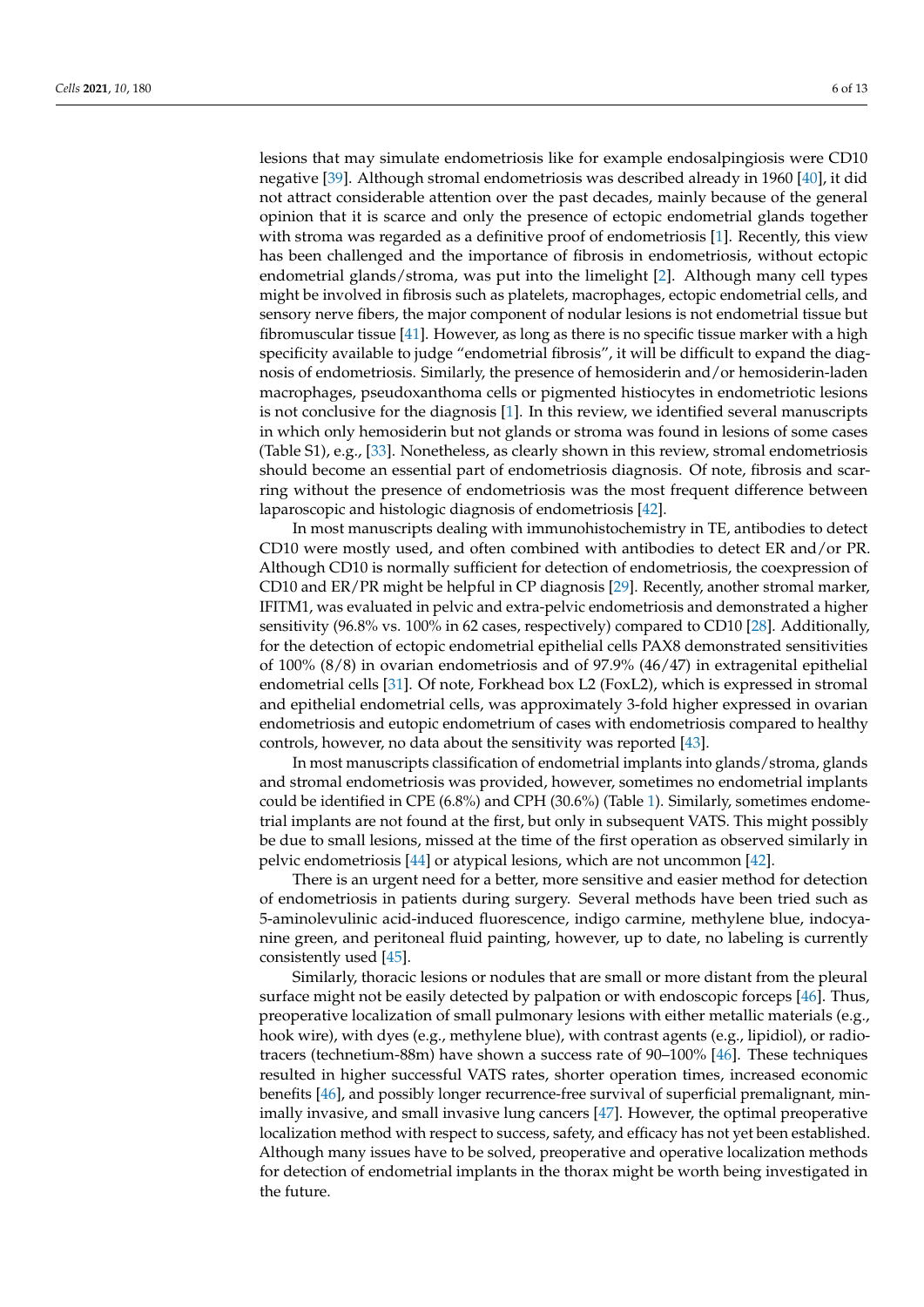lesions that may simulate endometriosis like for example endosalpingiosis were CD10 negative [39]. Although stromal endometriosis was described already in 1960 [40], it did not attract considerable attention over the past decades, mainly because of the general opinion that it is scarce and only the presence of ectopic endometrial glands together with stroma was regarded as a definitive proof of endometriosis [1]. Recently, this view has been challenged and the importance of fibrosis in endometriosis, without ectopic endometrial glands/stroma, was put into the limelight [2]. Although many cell types might be involved in fibrosis such as platelets, macrophages, ectopic endometrial cells, and sensory nerve fibers, the major component of nodular lesions is not endometrial tissue but fibromuscular tissue [41]. However, as long as there is no specific tissue marker with a high specificity available to judge "endometrial fibrosis", it will be difficult to expand the diagnosis of endometriosis. Similarly, the presence of hemosiderin and/or hemosiderin-laden macrophages, pseudoxanthoma cells or pigmented histiocytes in endometriotic lesions is not conclusive for the diagnosis [1]. In this review, we identified several manuscripts in which only hemosiderin but not glands or stroma was found in lesions of some cases (Table S1), e.g., [33]. Nonetheless, as clearly shown in this review, stromal endometriosis should become an essential part of endometriosis diagnosis. Of note, fibrosis and scarring without the presence of endometriosis was the most frequent difference between laparoscopic and histologic diagnosis of endometriosis [42].

In most manuscripts dealing with immunohistochemistry in TE, antibodies to detect CD10 were mostly used, and often combined with antibodies to detect ER and/or PR. Although CD10 is normally sufficient for detection of endometriosis, the coexpression of CD10 and ER/PR might be helpful in CP diagnosis [29]. Recently, another stromal marker, IFITM1, was evaluated in pelvic and extra-pelvic endometriosis and demonstrated a higher sensitivity (96.8% vs. 100% in 62 cases, respectively) compared to CD10 [28]. Additionally, for the detection of ectopic endometrial epithelial cells PAX8 demonstrated sensitivities of 100% (8/8) in ovarian endometriosis and of 97.9% (46/47) in extragenital epithelial endometrial cells [31]. Of note, Forkhead box L2 (FoxL2), which is expressed in stromal and epithelial endometrial cells, was approximately 3-fold higher expressed in ovarian endometriosis and eutopic endometrium of cases with endometriosis compared to healthy controls, however, no data about the sensitivity was reported [43].

In most manuscripts classification of endometrial implants into glands/stroma, glands and stromal endometriosis was provided, however, sometimes no endometrial implants could be identified in CPE (6.8%) and CPH (30.6%) (Table 1). Similarly, sometimes endometrial implants are not found at the first, but only in subsequent VATS. This might possibly be due to small lesions, missed at the time of the first operation as observed similarly in pelvic endometriosis [44] or atypical lesions, which are not uncommon [42].

There is an urgent need for a better, more sensitive and easier method for detection of endometriosis in patients during surgery. Several methods have been tried such as 5-aminolevulinic acid-induced fluorescence, indigo carmine, methylene blue, indocyanine green, and peritoneal fluid painting, however, up to date, no labeling is currently consistently used [45].

Similarly, thoracic lesions or nodules that are small or more distant from the pleural surface might not be easily detected by palpation or with endoscopic forceps [46]. Thus, preoperative localization of small pulmonary lesions with either metallic materials (e.g., hook wire), with dyes (e.g., methylene blue), with contrast agents (e.g., lipidiol), or radiotracers (technetium-88m) have shown a success rate of 90–100% [46]. These techniques resulted in higher successful VATS rates, shorter operation times, increased economic benefits [46], and possibly longer recurrence-free survival of superficial premalignant, minimally invasive, and small invasive lung cancers [47]. However, the optimal preoperative localization method with respect to success, safety, and efficacy has not yet been established. Although many issues have to be solved, preoperative and operative localization methods for detection of endometrial implants in the thorax might be worth being investigated in the future.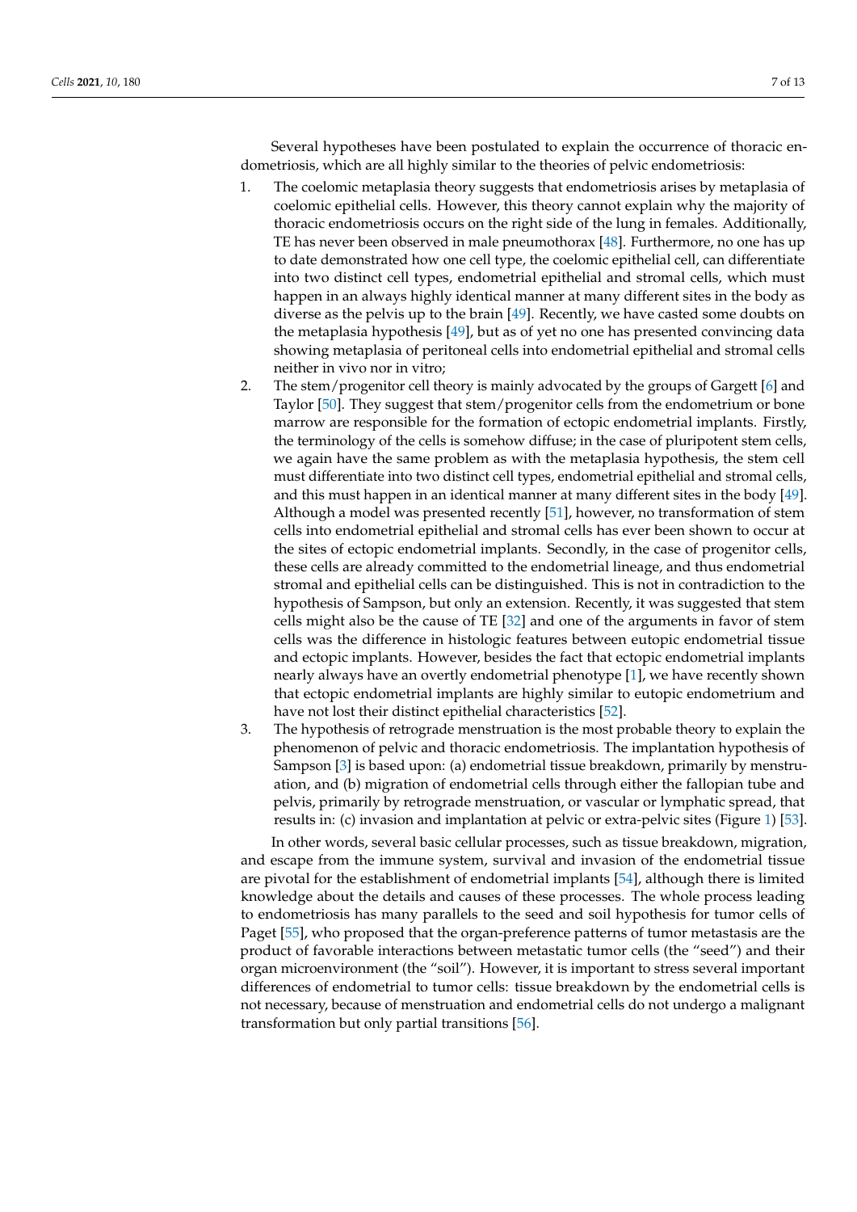Several hypotheses have been postulated to explain the occurrence of thoracic endometriosis, which are all highly similar to the theories of pelvic endometriosis:

1. The coelomic metaplasia theory suggests that endometriosis arises by metaplasia of coelomic epithelial cells. However, this theory cannot explain why the majority of thoracic endometriosis occurs on the right side of the lung in females. Additionally, TE has never been observed in male pneumothorax [48]. Furthermore, no one has up to date demonstrated how one cell type, the coelomic epithelial cell, can differentiate into two distinct cell types, endometrial epithelial and stromal cells, which must happen in an always highly identical manner at many different sites in the body as diverse as the pelvis up to the brain [49]. Recently, we have casted some doubts on the metaplasia hypothesis [49], but as of yet no one has presented convincing data showing metaplasia of peritoneal cells into endometrial epithelial and stromal cells neither in vivo nor in vitro;
2. The stem/progenitor cell theory is mainly advocated by the groups of Gargett [6] and Taylor [50]. They suggest that stem/progenitor cells from the endometrium or bone marrow are responsible for the formation of ectopic endometrial implants. Firstly, the terminology of the cells is somehow diffuse; in the case of pluripotent stem cells, we again have the same problem as with the metaplasia hypothesis, the stem cell must differentiate into two distinct cell types, endometrial epithelial and stromal cells, and this must happen in an identical manner at many different sites in the body [49]. Although a model was presented recently [51], however, no transformation of stem cells into endometrial epithelial and stromal cells has ever been shown to occur at the sites of ectopic endometrial implants. Secondly, in the case of progenitor cells, these cells are already committed to the endometrial lineage, and thus endometrial stromal and epithelial cells can be distinguished. This is not in contradiction to the hypothesis of Sampson, but only an extension. Recently, it was suggested that stem cells might also be the cause of TE [32] and one of the arguments in favor of stem cells was the difference in histologic features between eutopic endometrial tissue and ectopic implants. However, besides the fact that ectopic endometrial implants nearly always have an overtly endometrial phenotype [1], we have recently shown that ectopic endometrial implants are highly similar to eutopic endometrium and have not lost their distinct epithelial characteristics [52].
3. The hypothesis of retrograde menstruation is the most probable theory to explain the phenomenon of pelvic and thoracic endometriosis. The implantation hypothesis of Sampson [3] is based upon: (a) endometrial tissue breakdown, primarily by menstruation, and (b) migration of endometrial cells through either the fallopian tube and pelvis, primarily by retrograde menstruation, or vascular or lymphatic spread, that results in: (c) invasion and implantation at pelvic or extra-pelvic sites (Figure 1) [53].

In other words, several basic cellular processes, such as tissue breakdown, migration, and escape from the immune system, survival and invasion of the endometrial tissue are pivotal for the establishment of endometrial implants [54], although there is limited knowledge about the details and causes of these processes. The whole process leading to endometriosis has many parallels to the seed and soil hypothesis for tumor cells of Paget [55], who proposed that the organ-preference patterns of tumor metastasis are the product of favorable interactions between metastatic tumor cells (the "seed") and their organ microenvironment (the "soil"). However, it is important to stress several important differences of endometrial to tumor cells: tissue breakdown by the endometrial cells is not necessary, because of menstruation and endometrial cells do not undergo a malignant transformation but only partial transitions [56].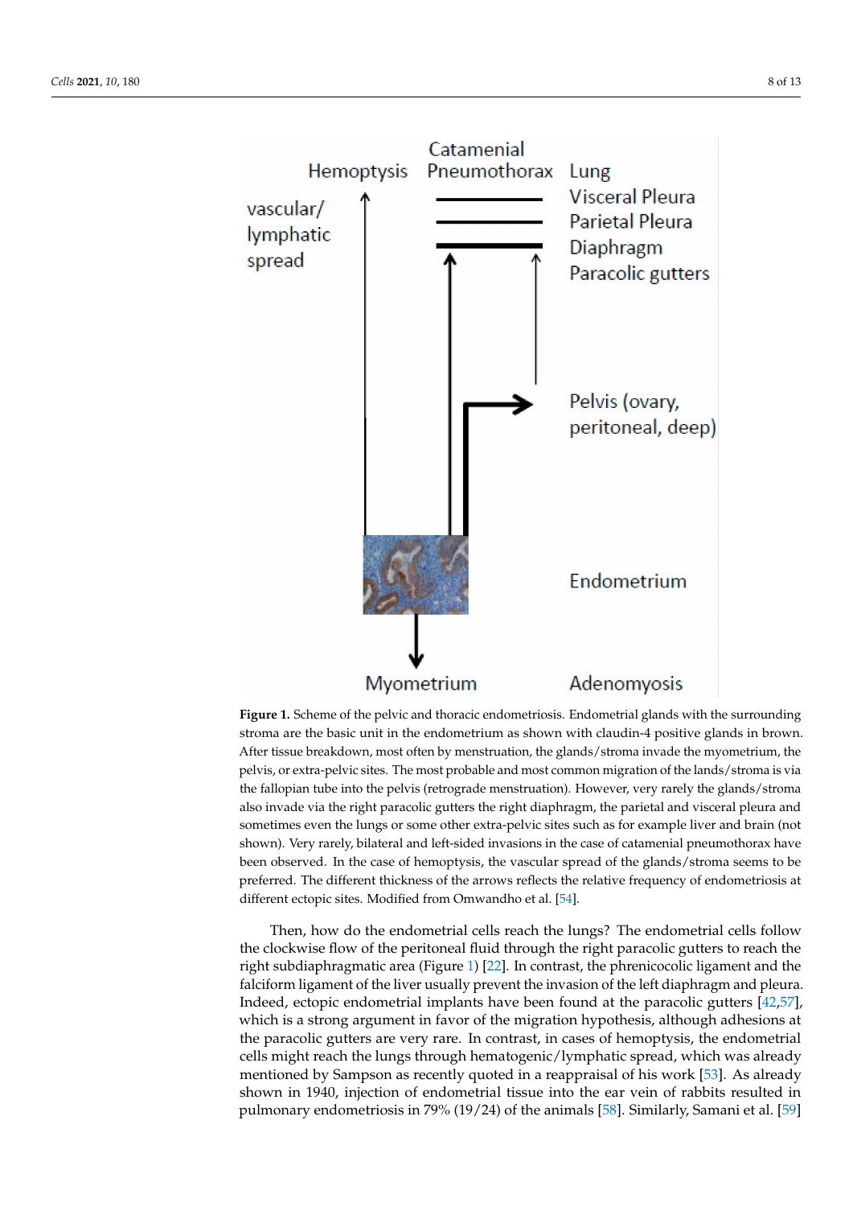**Figure 1.** Scheme of the pelvic and thoracic endometriosis. Endometrial glands with the surrounding stroma are the basic unit in the endometrium as shown with claudin-4 positive glands in brown. After tissue breakdown, most often by menstruation, the glands/stroma invade the myometrium, the pelvis, or extra-pelvic sites. The most probable and most common migration of the lands/stroma is via the fallopian tube into the pelvis (retrograde menstruation). However, very rarely the glands/stroma also invade via the right paracolic gutters the right diaphragm, the parietal and visceral pleura and sometimes even the lungs or some other extra-pelvic sites such as for example liver and brain (not shown). Very rarely, bilateral and left-sided invasions in the case of catamenial pneumothorax have been observed. In the case of hemoptysis, the vascular spread of the glands/stroma seems to be preferred. The different thickness of the arrows reflects the relative frequency of endometriosis at different ectopic sites. Modified from Omwandho et al. [54].

Then, how do the endometrial cells reach the lungs? The endometrial cells follow the clockwise flow of the peritoneal fluid through the right paracolic gutters to reach the right subdiaphragmatic area (Figure 1) [22]. In contrast, the phrenicocolic ligament and the falciform ligament of the liver usually prevent the invasion of the left diaphragm and pleura. Indeed, ectopic endometrial implants have been found at the paracolic gutters [42,57], which is a strong argument in favor of the migration hypothesis, although adhesions at the paracolic gutters are very rare. In contrast, in cases of hemoptysis, the endometrial cells might reach the lungs through hematogenic/lymphatic spread, which was already mentioned by Sampson as recently quoted in a reappraisal of his work [53]. As already shown in 1940, injection of endometrial tissue into the ear vein of rabbits resulted in pulmonary endometriosis in 79% (19/24) of the animals [58]. Similarly, Samani et al. [59]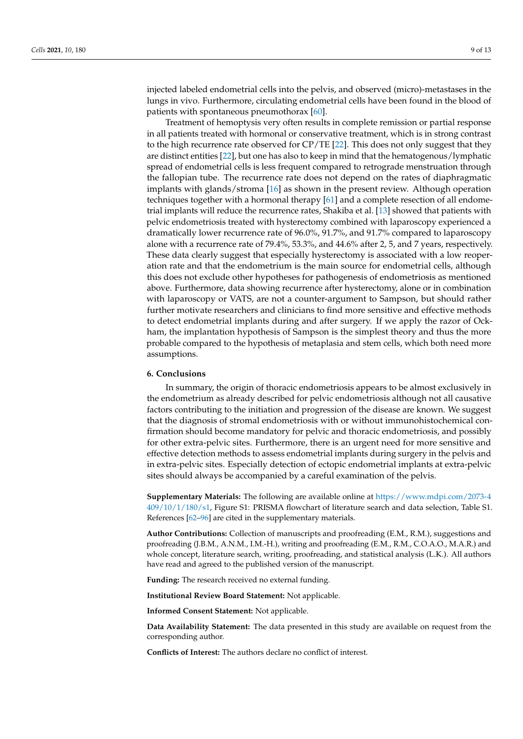injected labeled endometrial cells into the pelvis, and observed (micro)-metastases in the lungs in vivo. Furthermore, circulating endometrial cells have been found in the blood of patients with spontaneous pneumothorax [60].

Treatment of hemoptysis very often results in complete remission or partial response in all patients treated with hormonal or conservative treatment, which is in strong contrast to the high recurrence rate observed for CP/TE [22]. This does not only suggest that they are distinct entities [22], but one has also to keep in mind that the hematogenous/lymphatic spread of endometrial cells is less frequent compared to retrograde menstruation through the fallopian tube. The recurrence rate does not depend on the rates of diaphragmatic implants with glands/stroma [16] as shown in the present review. Although operation techniques together with a hormonal therapy [61] and a complete resection of all endometrial implants will reduce the recurrence rates, Shakiba et al. [13] showed that patients with pelvic endometriosis treated with hysterectomy combined with laparoscopy experienced a dramatically lower recurrence rate of 96.0%, 91.7%, and 91.7% compared to laparoscopy alone with a recurrence rate of 79.4%, 53.3%, and 44.6% after 2, 5, and 7 years, respectively. These data clearly suggest that especially hysterectomy is associated with a low reoperation rate and that the endometrium is the main source for endometrial cells, although this does not exclude other hypotheses for pathogenesis of endometriosis as mentioned above. Furthermore, data showing recurrence after hysterectomy, alone or in combination with laparoscopy or VATS, are not a counter-argument to Sampson, but should rather further motivate researchers and clinicians to find more sensitive and effective methods to detect endometrial implants during and after surgery. If we apply the razor of Ockham, the implantation hypothesis of Sampson is the simplest theory and thus the more probable compared to the hypothesis of metaplasia and stem cells, which both need more assumptions.

## 6. Conclusions

In summary, the origin of thoracic endometriosis appears to be almost exclusively in the endometrium as already described for pelvic endometriosis although not all causative factors contributing to the initiation and progression of the disease are known. We suggest that the diagnosis of stromal endometriosis with or without immunohistochemical confirmation should become mandatory for pelvic and thoracic endometriosis, and possibly for other extra-pelvic sites. Furthermore, there is an urgent need for more sensitive and effective detection methods to assess endometrial implants during surgery in the pelvis and in extra-pelvic sites. Especially detection of ectopic endometrial implants at extra-pelvic sites should always be accompanied by a careful examination of the pelvis.

**Supplementary Materials:** The following are available online at https://www.mdpi.com/2073-4409/10/1/180/s1, Figure S1: PRISMA flowchart of literature search and data selection, Table S1. References [62–96] are cited in the supplementary materials.

**Author Contributions:** Collection of manuscripts and proofreading (E.M., R.M.), suggestions and proofreading (J.B.M., A.N.M., I.M.-H.), writing and proofreading (E.M., R.M., C.O.A.O., M.A.R.) and whole concept, literature search, writing, proofreading, and statistical analysis (L.K.). All authors have read and agreed to the published version of the manuscript.

**Funding:** The research received no external funding.

**Institutional Review Board Statement:** Not applicable.

**Informed Consent Statement:** Not applicable.

**Data Availability Statement:** The data presented in this study are available on request from the corresponding author.

**Conflicts of Interest:** The authors declare no conflict of interest.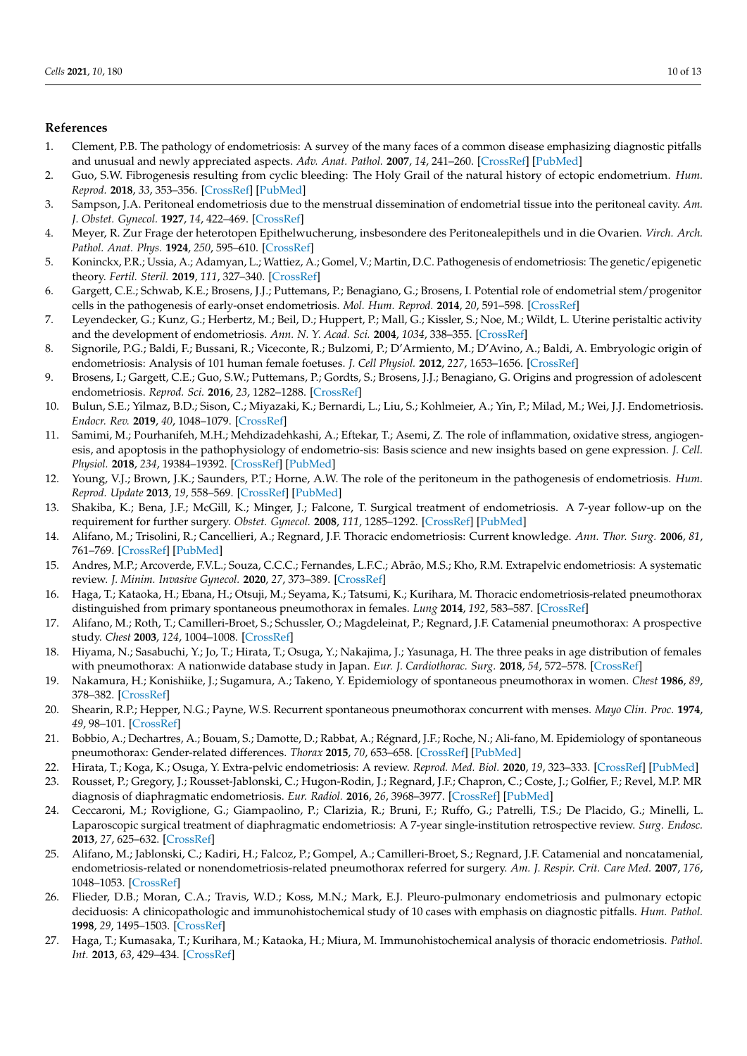## References

1. Clement, P.B. The pathology of endometriosis: A survey of the many faces of a common disease emphasizing diagnostic pitfalls and unusual and newly appreciated aspects. *Adv. Anat. Pathol.* **2007**, *14*, 241–260. [CrossRef] [PubMed]
2. Guo, S.W. Fibrogenesis resulting from cyclic bleeding: The Holy Grail of the natural history of ectopic endometrium. *Hum. Reprod.* **2018**, *33*, 353–356. [CrossRef] [PubMed]
3. Sampson, J.A. Peritoneal endometriosis due to the menstrual dissemination of endometrial tissue into the peritoneal cavity. *Am. J. Obstet. Gynecol.* **1927**, *14*, 422–469. [CrossRef]
4. Meyer, R. Zur Frage der heterotopen Epithelwucherung, insbesondere des Peritonealepithels und in die Ovarien. *Virch. Arch. Pathol. Anat. Phys.* **1924**, *250*, 595–610. [CrossRef]
5. Koninckx, P.R.; Ussia, A.; Adamyan, L.; Wattiez, A.; Gomel, V.; Martin, D.C. Pathogenesis of endometriosis: The genetic/epigenetic theory. *Fertil. Steril.* **2019**, *111*, 327–340. [CrossRef]
6. Gargett, C.E.; Schwab, K.E.; Brosens, J.J.; Puttemans, P.; Benagiano, G.; Brosens, I. Potential role of endometrial stem/progenitor cells in the pathogenesis of early-onset endometriosis. *Mol. Hum. Reprod.* **2014**, *20*, 591–598. [CrossRef]
7. Leyendecker, G.; Kunz, G.; Herbertz, M.; Beil, D.; Huppert, P.; Mall, G.; Kissler, S.; Noe, M.; Wildt, L. Uterine peristaltic activity and the development of endometriosis. *Ann. N. Y. Acad. Sci.* **2004**, *1034*, 338–355. [CrossRef]
8. Signorile, P.G.; Baldi, F.; Bussani, R.; Viceconte, R.; Bulzomi, P.; D'Armiento, M.; D'Avino, A.; Baldi, A. Embryologic origin of endometriosis: Analysis of 101 human female foetuses. *J. Cell Physiol.* **2012**, *227*, 1653–1656. [CrossRef]
9. Brosens, I.; Gargett, C.E.; Guo, S.W.; Puttemans, P.; Gordts, S.; Brosens, J.J.; Benagiano, G. Origins and progression of adolescent endometriosis. *Reprod. Sci.* **2016**, *23*, 1282–1288. [CrossRef]
10. Bulun, S.E.; Yilmaz, B.D.; Sison, C.; Miyazaki, K.; Bernardi, L.; Liu, S.; Kohlmeier, A.; Yin, P.; Milad, M.; Wei, J.J. Endometriosis. *Endocr. Rev.* **2019**, *40*, 1048–1079. [CrossRef]
11. Samimi, M.; Pourhanifeh, M.H.; Mehdizadehkashi, A.; Eftekar, T.; Asemi, Z. The role of inflammation, oxidative stress, angiogenesis, and apoptosis in the pathophysiology of endometrio-sis: Basis science and new insights based on gene expression. *J. Cell. Physiol.* **2018**, *234*, 19384–19392. [CrossRef] [PubMed]
12. Young, V.J.; Brown, J.K.; Saunders, P.T.; Horne, A.W. The role of the peritoneum in the pathogenesis of endometriosis. *Hum. Reprod. Update* **2013**, *19*, 558–569. [CrossRef] [PubMed]
13. Shakiba, K.; Bena, J.F.; McGill, K.; Minger, J.; Falcone, T. Surgical treatment of endometriosis. A 7-year follow-up on the requirement for further surgery. *Obstet. Gynecol.* **2008**, *111*, 1285–1292. [CrossRef] [PubMed]
14. Alifano, M.; Trisolini, R.; Cancellieri, A.; Regnard, J.F. Thoracic endometriosis: Current knowledge. *Ann. Thor. Surg.* **2006**, *81*, 761–769. [CrossRef] [PubMed]
15. Andres, M.P.; Arcoverde, F.V.L.; Souza, C.C.C.; Fernandes, L.F.C.; Abrão, M.S.; Kho, R.M. Extrapelvic endometriosis: A systematic review. *J. Minim. Invasive Gynecol.* **2020**, *27*, 373–389. [CrossRef]
16. Haga, T.; Kataoka, H.; Ebana, H.; Otsuji, M.; Seyama, K.; Tatsumi, K.; Kurihara, M. Thoracic endometriosis-related pneumothorax distinguished from primary spontaneous pneumothorax in females. *Lung* **2014**, *192*, 583–587. [CrossRef]
17. Alifano, M.; Roth, T.; Camilleri-Broet, S.; Schussler, O.; Magdeleinat, P.; Regnard, J.F. Catamenial pneumothorax: A prospective study. *Chest* **2003**, *124*, 1004–1008. [CrossRef]
18. Hiyama, N.; Sasabuchi, Y.; Jo, T.; Hirata, T.; Osuga, Y.; Nakajima, J.; Yasunaga, H. The three peaks in age distribution of females with pneumothorax: A nationwide database study in Japan. *Eur. J. Cardiothorac. Surg.* **2018**, *54*, 572–578. [CrossRef]
19. Nakamura, H.; Konishiike, J.; Sugamura, A.; Takeno, Y. Epidemiology of spontaneous pneumothorax in women. *Chest* **1986**, *89*, 378–382. [CrossRef]
20. Shearin, R.P.; Hepper, N.G.; Payne, W.S. Recurrent spontaneous pneumothorax concurrent with menses. *Mayo Clin. Proc.* **1974**, *49*, 98–101. [CrossRef]
21. Bobbio, A.; Dechartres, A.; Bouam, S.; Damotte, D.; Rabbat, A.; Régnard, J.F.; Roche, N.; Ali-fano, M. Epidemiology of spontaneous pneumothorax: Gender-related differences. *Thorax* **2015**, *70*, 653–658. [CrossRef] [PubMed]
22. Hirata, T.; Koga, K.; Osuga, Y. Extra-pelvic endometriosis: A review. *Reprod. Med. Biol.* **2020**, *19*, 323–333. [CrossRef] [PubMed]
23. Rousset, P.; Gregory, J.; Rousset-Jablonski, C.; Hugon-Rodin, J.; Regnard, J.F.; Chapron, C.; Coste, J.; Golfier, F.; Revel, M.P. MR diagnosis of diaphragmatic endometriosis. *Eur. Radiol.* **2016**, *26*, 3968–3977. [CrossRef] [PubMed]
24. Ceccaroni, M.; Roviglione, G.; Giampaolino, P.; Clarizia, R.; Bruni, F.; Ruffo, G.; Patrelli, T.S.; De Placido, G.; Minelli, L. Laparoscopic surgical treatment of diaphragmatic endometriosis: A 7-year single-institution retrospective review. *Surg. Endosc.* **2013**, *27*, 625–632. [CrossRef]
25. Alifano, M.; Jablonski, C.; Kadiri, H.; Falcoz, P.; Gompel, A.; Camilleri-Broet, S.; Regnard, J.F. Catamenial and noncatamenial, endometriosis-related or nonendometriosis-related pneumothorax referred for surgery. *Am. J. Respir. Crit. Care Med.* **2007**, *176*, 1048–1053. [CrossRef]
26. Flieder, D.B.; Moran, C.A.; Travis, W.D.; Koss, M.N.; Mark, E.J. Pleuro-pulmonary endometriosis and pulmonary ectopic deciduosis: A clinicopathologic and immunohistochemical study of 10 cases with emphasis on diagnostic pitfalls. *Hum. Pathol.* **1998**, *29*, 1495–1503. [CrossRef]
27. Haga, T.; Kumasaka, T.; Kurihara, M.; Kataoka, H.; Miura, M. Immunohistochemical analysis of thoracic endometriosis. *Pathol. Int.* **2013**, *63*, 429–434. [CrossRef]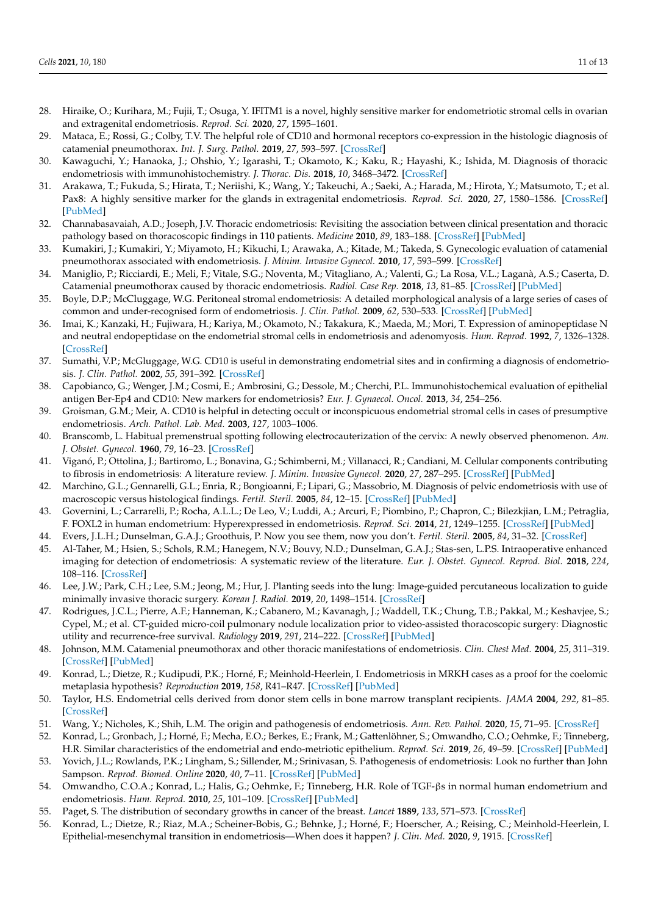28. Hiraike, O.; Kurihara, M.; Fujii, T.; Osuga, Y. IFITM1 is a novel, highly sensitive marker for endometriotic stromal cells in ovarian and extragenital endometriosis. *Reprod. Sci.* **2020**, *27*, 1595–1601.
29. Mataca, E.; Rossi, G.; Colby, T.V. The helpful role of CD10 and hormonal receptors co-expression in the histologic diagnosis of catamenial pneumothorax. *Int. J. Surg. Pathol.* **2019**, *27*, 593–597. [CrossRef]
30. Kawaguchi, Y.; Hanaoka, J.; Ohshio, Y.; Igarashi, T.; Okamoto, K.; Kaku, R.; Hayashi, K.; Ishida, M. Diagnosis of thoracic endometriosis with immunohistochemistry. *J. Thorac. Dis.* **2018**, *10*, 3468–3472. [CrossRef]
31. Arakawa, T.; Fukuda, S.; Hirata, T.; Neriishi, K.; Wang, Y.; Takeuchi, A.; Saeki, A.; Harada, M.; Hirota, Y.; Matsumoto, T.; et al. Pax8: A highly sensitive marker for the glands in extragenital endometriosis. *Reprod. Sci.* **2020**, *27*, 1580–1586. [CrossRef] [PubMed]
32. Channabasavaiah, A.D.; Joseph, J.V. Thoracic endometriosis: Revisiting the association between clinical presentation and thoracic pathology based on thoracoscopic findings in 110 patients. *Medicine* **2010**, *89*, 183–188. [CrossRef] [PubMed]
33. Kumakiri, J.; Kumakiri, Y.; Miyamoto, H.; Kikuchi, I.; Arawaka, A.; Kitade, M.; Takeda, S. Gynecologic evaluation of catamenial pneumothorax associated with endometriosis. *J. Minim. Invasive Gynecol.* **2010**, *17*, 593–599. [CrossRef]
34. Maniglio, P.; Ricciardi, E.; Meli, F.; Vitale, S.G.; Noventa, M.; Vitagliano, A.; Valenti, G.; La Rosa, V.L.; Laganà, A.S.; Caserta, D. Catamenial pneumothorax caused by thoracic endometriosis. *Radiol. Case Rep.* **2018**, *13*, 81–85. [CrossRef] [PubMed]
35. Boyle, D.P.; McCluggage, W.G. Peritoneal stromal endometriosis: A detailed morphological analysis of a large series of cases of common and under-recognised form of endometriosis. *J. Clin. Pathol.* **2009**, *62*, 530–533. [CrossRef] [PubMed]
36. Imai, K.; Kanzaki, H.; Fujiwara, H.; Kariya, M.; Okamoto, N.; Takakura, K.; Maeda, M.; Mori, T. Expression of aminopeptidase N and neutral endopeptidase on the endometrial stromal cells in endometriosis and adenomyosis. *Hum. Reprod.* **1992**, *7*, 1326–1328. [CrossRef]
37. Sumathi, V.P.; McGluggage, W.G. CD10 is useful in demonstrating endometrial sites and in confirming a diagnosis of endometriosis. *J. Clin. Pathol.* **2002**, *55*, 391–392. [CrossRef]
38. Capobianco, G.; Wenger, J.M.; Cosmi, E.; Ambrosini, G.; Dessole, M.; Cherchi, P.L. Immunohistochemical evaluation of epithelial antigen Ber-Ep4 and CD10: New markers for endometriosis? *Eur. J. Gynaecol. Oncol.* **2013**, *34*, 254–256.
39. Groisman, G.M.; Meir, A. CD10 is helpful in detecting occult or inconspicuous endometrial stromal cells in cases of presumptive endometriosis. *Arch. Pathol. Lab. Med.* **2003**, *127*, 1003–1006.
40. Branscomb, L. Habitual premenstrual spotting following electrocauterization of the cervix: A newly observed phenomenon. *Am. J. Obstet. Gynecol.* **1960**, *79*, 16–23. [CrossRef]
41. Viganó, P.; Ottolina, J.; Bartiromo, L.; Bonavina, G.; Schimberni, M.; Villanacci, R.; Candiani, M. Cellular components contributing to fibrosis in endometriosis: A literature review. *J. Minim. Invasive Gynecol.* **2020**, *27*, 287–295. [CrossRef] [PubMed]
42. Marchino, G.L.; Gennarelli, G.L.; Enria, R.; Bongioanni, F.; Lipari, G.; Massobrio, M. Diagnosis of pelvic endometriosis with use of macroscopic versus histological findings. *Fertil. Steril.* **2005**, *84*, 12–15. [CrossRef] [PubMed]
43. Governini, L.; Carrarelli, P.; Rocha, A.L.L.; De Leo, V.; Luddi, A.; Arcuri, F.; Piombino, P.; Chapron, C.; Bilezkjian, L.M.; Petraglia, F. FOXL2 in human endometrium: Hyperexpressed in endometriosis. *Reprod. Sci.* **2014**, *21*, 1249–1255. [CrossRef] [PubMed]
44. Evers, J.L.H.; Dunselman, G.A.J.; Groothuis, P. Now you see them, now you don't. *Fertil. Steril.* **2005**, *84*, 31–32. [CrossRef]
45. Al-Taher, M.; Hsien, S.; Schols, R.M.; Hanegem, N.V.; Bouvy, N.D.; Dunselman, G.A.J.; Stas-sen, L.P.S. Intraoperative enhanced imaging for detection of endometriosis: A systematic review of the literature. *Eur. J. Obstet. Gynecol. Reprod. Biol.* **2018**, *224*, 108–116. [CrossRef]
46. Lee, J.W.; Park, C.H.; Lee, S.M.; Jeong, M.; Hur, J. Planting seeds into the lung: Image-guided percutaneous localization to guide minimally invasive thoracic surgery. *Korean J. Radiol.* **2019**, *20*, 1498–1514. [CrossRef]
47. Rodrigues, J.C.L.; Pierre, A.F.; Hanneman, K.; Cabanero, M.; Kavanagh, J.; Waddell, T.K.; Chung, T.B.; Pakkal, M.; Keshavjee, S.; Cypel, M.; et al. CT-guided micro-coil pulmonary nodule localization prior to video-assisted thoracoscopic surgery: Diagnostic utility and recurrence-free survival. *Radiology* **2019**, *291*, 214–222. [CrossRef] [PubMed]
48. Johnson, M.M. Catamenial pneumothorax and other thoracic manifestations of endometriosis. *Clin. Chest Med.* **2004**, *25*, 311–319. [CrossRef] [PubMed]
49. Konrad, L.; Dietze, R.; Kudipudi, P.K.; Horné, F.; Meinhold-Heerlein, I. Endometriosis in MRKH cases as a proof for the coelomic metaplasia hypothesis? *Reproduction* **2019**, *158*, R41–R47. [CrossRef] [PubMed]
50. Taylor, H.S. Endometrial cells derived from donor stem cells in bone marrow transplant recipients. *JAMA* **2004**, *292*, 81–85. [CrossRef]
51. Wang, Y.; Nicholes, K.; Shih, L.M. The origin and pathogenesis of endometriosis. *Ann. Rev. Pathol.* **2020**, *15*, 71–95. [CrossRef]
52. Konrad, L.; Gronbach, J.; Horné, F.; Mecha, E.O.; Berkes, E.; Frank, M.; Gattenlöhner, S.; Omwandho, C.O.; Oehmke, F.; Tinneberg, H.R. Similar characteristics of the endometrial and endo-metriotic epithelium. *Reprod. Sci.* **2019**, *26*, 49–59. [CrossRef] [PubMed]
53. Yovich, J.L.; Rowlands, P.K.; Lingham, S.; Sillender, M.; Srinivasan, S. Pathogenesis of endometriosis: Look no further than John Sampson. *Reprod. Biomed. Online* **2020**, *40*, 7–11. [CrossRef] [PubMed]
54. Omwandho, C.O.A.; Konrad, L.; Halis, G.; Oehmke, F.; Tinneberg, H.R. Role of TGF-βs in normal human endometrium and endometriosis. *Hum. Reprod.* **2010**, *25*, 101–109. [CrossRef] [PubMed]
55. Paget, S. The distribution of secondary growths in cancer of the breast. *Lancet* **1889**, *133*, 571–573. [CrossRef]
56. Konrad, L.; Dietze, R.; Riaz, M.A.; Scheiner-Bobis, G.; Behnke, J.; Horné, F.; Hoerscher, A.; Reising, C.; Meinhold-Heerlein, I. Epithelial-mesenchymal transition in endometriosis—When does it happen? *J. Clin. Med.* **2020**, *9*, 1915. [CrossRef]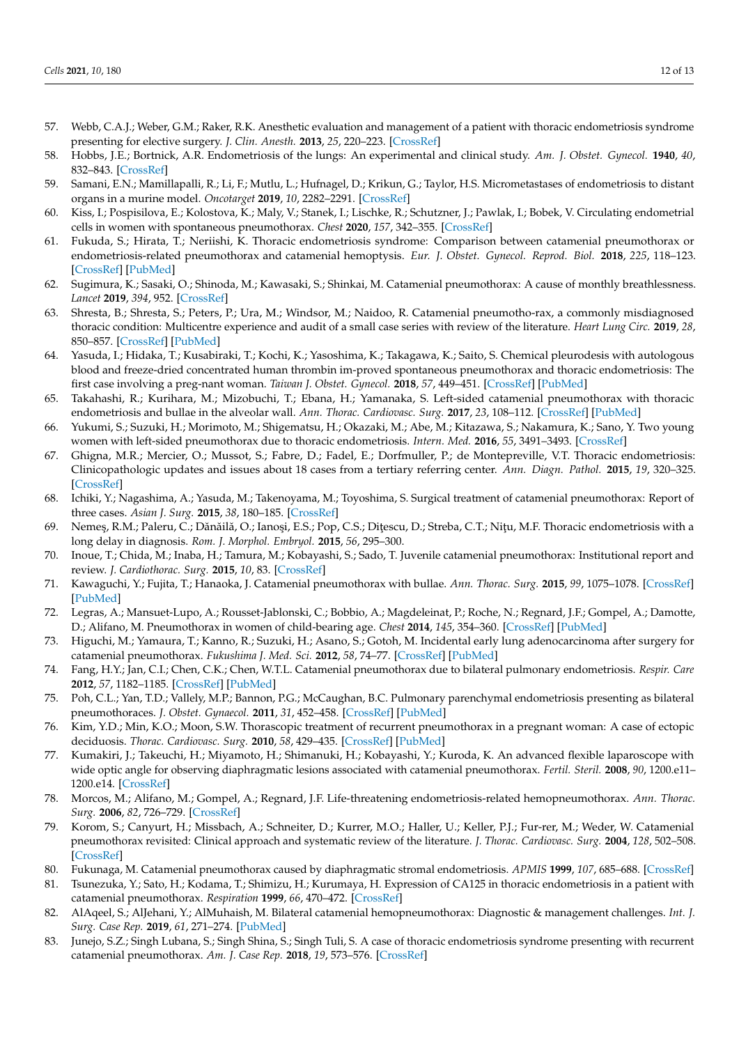57. Webb, C.A.J.; Weber, G.M.; Raker, R.K. Anesthetic evaluation and management of a patient with thoracic endometriosis syndrome presenting for elective surgery. *J. Clin. Anesth.* **2013**, *25*, 220–223. [CrossRef]
58. Hobbs, J.E.; Bortnick, A.R. Endometriosis of the lungs: An experimental and clinical study. *Am. J. Obstet. Gynecol.* **1940**, *40*, 832–843. [CrossRef]
59. Samani, E.N.; Mamillapalli, R.; Li, F.; Mutlu, L.; Hufnagel, D.; Krikun, G.; Taylor, H.S. Micrometastases of endometriosis to distant organs in a murine model. *Oncotarget* **2019**, *10*, 2282–2291. [CrossRef]
60. Kiss, I.; Pospisilova, E.; Kolostova, K.; Maly, V.; Stanek, I.; Lischke, R.; Schutzner, J.; Pawlak, I.; Bobek, V. Circulating endometrial cells in women with spontaneous pneumothorax. *Chest* **2020**, *157*, 342–355. [CrossRef]
61. Fukuda, S.; Hirata, T.; Neriishi, K. Thoracic endometriosis syndrome: Comparison between catamenial pneumothorax or endometriosis-related pneumothorax and catamenial hemoptysis. *Eur. J. Obstet. Gynecol. Reprod. Biol.* **2018**, *225*, 118–123. [CrossRef] [PubMed]
62. Sugimura, K.; Sasaki, O.; Shinoda, M.; Kawasaki, S.; Shinkai, M. Catamenial pneumothorax: A cause of monthly breathlessness. *Lancet* **2019**, *394*, 952. [CrossRef]
63. Shresta, B.; Shresta, S.; Peters, P.; Ura, M.; Windsor, M.; Naidoo, R. Catamenial pneumotho-rax, a commonly misdiagnosed thoracic condition: Multicentre experience and audit of a small case series with review of the literature. *Heart Lung Circ.* **2019**, *28*, 850–857. [CrossRef] [PubMed]
64. Yasuda, I.; Hidaka, T.; Kusabiraki, T.; Kochi, K.; Yasoshima, K.; Takagawa, K.; Saito, S. Chemical pleurodesis with autologous blood and freeze-dried concentrated human thrombin im-proved spontaneous pneumothorax and thoracic endometriosis: The first case involving a preg-nant woman. *Taiwan J. Obstet. Gynecol.* **2018**, *57*, 449–451. [CrossRef] [PubMed]
65. Takahashi, R.; Kurihara, M.; Mizobuchi, T.; Ebana, H.; Yamanaka, S. Left-sided catamenial pneumothorax with thoracic endometriosis and bullae in the alveolar wall. *Ann. Thorac. Cardiovasc. Surg.* **2017**, *23*, 108–112. [CrossRef] [PubMed]
66. Yukumi, S.; Suzuki, H.; Morimoto, M.; Shigematsu, H.; Okazaki, M.; Abe, M.; Kitazawa, S.; Nakamura, K.; Sano, Y. Two young women with left-sided pneumothorax due to thoracic endometriosis. *Intern. Med.* **2016**, *55*, 3491–3493. [CrossRef]
67. Ghigna, M.R.; Mercier, O.; Mussot, S.; Fabre, D.; Fadel, E.; Dorfmuller, P.; de Montepreville, V.T. Thoracic endometriosis: Clinicopathologic updates and issues about 18 cases from a tertiary referring center. *Ann. Diagn. Pathol.* **2015**, *19*, 320–325. [CrossRef]
68. Ichiki, Y.; Nagashima, A.; Yasuda, M.; Takenoyama, M.; Toyoshima, S. Surgical treatment of catamenial pneumothorax: Report of three cases. *Asian J. Surg.* **2015**, *38*, 180–185. [CrossRef]
69. Nemeş, R.M.; Paleru, C.; Dănăilă, O.; Ianoşi, E.S.; Pop, C.S.; Diţescu, D.; Streba, C.T.; Niţu, M.F. Thoracic endometriosis with a long delay in diagnosis. *Rom. J. Morphol. Embryol.* **2015**, *56*, 295–300.
70. Inoue, T.; Chida, M.; Inaba, H.; Tamura, M.; Kobayashi, S.; Sado, T. Juvenile catamenial pneumothorax: Institutional report and review. *J. Cardiothorac. Surg.* **2015**, *10*, 83. [CrossRef]
71. Kawaguchi, Y.; Fujita, T.; Hanaoka, J. Catamenial pneumothorax with bullae. *Ann. Thorac. Surg.* **2015**, *99*, 1075–1078. [CrossRef] [PubMed]
72. Legras, A.; Mansuet-Lupo, A.; Rousset-Jablonski, C.; Bobbio, A.; Magdeleinat, P.; Roche, N.; Regnard, J.F.; Gompel, A.; Damotte, D.; Alifano, M. Pneumothorax in women of child-bearing age. *Chest* **2014**, *145*, 354–360. [CrossRef] [PubMed]
73. Higuchi, M.; Yamaura, T.; Kanno, R.; Suzuki, H.; Asano, S.; Gotoh, M. Incidental early lung adenocarcinoma after surgery for catamenial pneumothorax. *Fukushima J. Med. Sci.* **2012**, *58*, 74–77. [CrossRef] [PubMed]
74. Fang, H.Y.; Jan, C.I.; Chen, C.K.; Chen, W.T.L. Catamenial pneumothorax due to bilateral pulmonary endometriosis. *Respir. Care* **2012**, *57*, 1182–1185. [CrossRef] [PubMed]
75. Poh, C.L.; Yan, T.D.; Vallely, M.P.; Bannon, P.G.; McCaughan, B.C. Pulmonary parenchymal endometriosis presenting as bilateral pneumothoraces. *J. Obstet. Gynaecol.* **2011**, *31*, 452–458. [CrossRef] [PubMed]
76. Kim, Y.D.; Min, K.O.; Moon, S.W. Thoracopic treatment of recurrent pneumothorax in a pregnant woman: A case of ectopic deciduosis. *Thorac. Cardiovasc. Surg.* **2010**, *58*, 429–435. [CrossRef] [PubMed]
77. Kumakiri, J.; Takeuchi, H.; Miyamoto, H.; Shimanuki, H.; Kobayashi, Y.; Kuroda, K. An advanced flexible laparoscope with wide optic angle for observing diaphragmatic lesions associated with catamenial pneumothorax. *Fertil. Steril.* **2008**, *90*, 1200.e11–1200.e14. [CrossRef]
78. Morcos, M.; Alifano, M.; Gompel, A.; Regnard, J.F. Life-threatening endometriosis-related hemopneumothorax. *Ann. Thorac. Surg.* **2006**, *82*, 726–729. [CrossRef]
79. Korom, S.; Canyurt, H.; Missbach, A.; Schneiter, D.; Kurrer, M.O.; Haller, U.; Keller, P.J.; Fur-rer, M.; Weder, W. Catamenial pneumothorax revisited: Clinical approach and systematic review of the literature. *J. Thorac. Cardiovasc. Surg.* **2004**, *128*, 502–508. [CrossRef]
80. Fukunaga, M. Catamenial pneumothorax caused by diaphragmatic stromal endometriosis. *APMIS* **1999**, *107*, 685–688. [CrossRef]
81. Tsunezuka, Y.; Sato, H.; Kodama, T.; Shimizu, H.; Kurumaya, H. Expression of CA125 in thoracic endometriosis in a patient with catamenial pneumothorax. *Respiration* **1999**, *66*, 470–472. [CrossRef]
82. AlAqeel, S.; AlJehani, Y.; AlMuhaish, M. Bilateral catamenial hemopneumothorax: Diagnostic & management challenges. *Int. J. Surg. Case Rep.* **2019**, *61*, 271–274. [PubMed]
83. Junejo, S.Z.; Singh Lubana, S.; Singh Shina, S.; Singh Tuli, S. A case of thoracic endometriosis syndrome presenting with recurrent catamenial pneumothorax. *Am. J. Case Rep.* **2018**, *19*, 573–576. [CrossRef]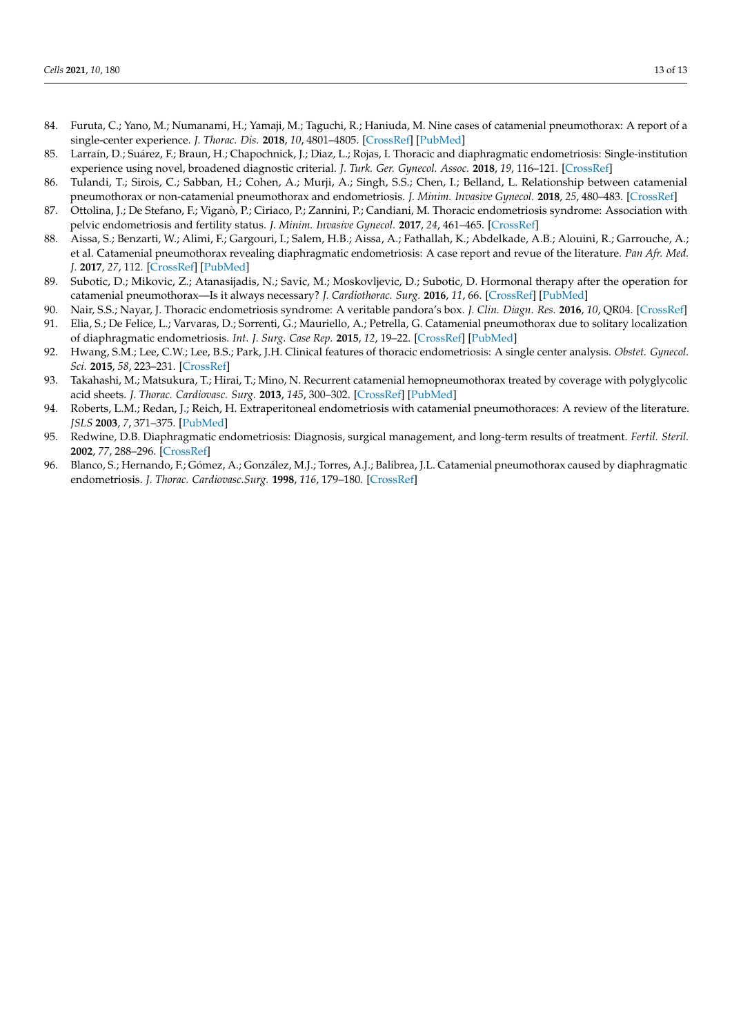84. Furuta, C.; Yano, M.; Numanami, H.; Yamaji, M.; Taguchi, R.; Haniuda, M. Nine cases of catamenial pneumothorax: A report of a single-center experience. *J. Thorac. Dis.* **2018**, *10*, 4801–4805. [CrossRef] [PubMed]
85. Larraín, D.; Suárez, F.; Braun, H.; Chapochnick, J.; Diaz, L.; Rojas, I. Thoracic and diaphragmatic endometriosis: Single-institution experience using novel, broadened diagnostic criterial. *J. Turk. Ger. Gynecol. Assoc.* **2018**, *19*, 116–121. [CrossRef]
86. Tulandi, T.; Sirois, C.; Sabban, H.; Cohen, A.; Murji, A.; Singh, S.S.; Chen, I.; Belland, L. Relationship between catamenial pneumothorax or non-catamenial pneumothorax and endometriosis. *J. Minim. Invasive Gynecol.* **2018**, *25*, 480–483. [CrossRef]
87. Ottolina, J.; De Stefano, F.; Viganò, P.; Ciriaco, P.; Zannini, P.; Candiani, M. Thoracic endometriosis syndrome: Association with pelvic endometriosis and fertility status. *J. Minim. Invasive Gynecol.* **2017**, *24*, 461–465. [CrossRef]
88. Aissa, S.; Benzarti, W.; Alimi, F.; Gargouri, I.; Salem, H.B.; Aissa, A.; Fathallah, K.; Abdelkade, A.B.; Alouini, R.; Garrouche, A.; et al. Catamenial pneumothorax revealing diaphragmatic endometriosis: A case report and revue of the literature. *Pan Afr. Med. J.* **2017**, *27*, 112. [CrossRef] [PubMed]
89. Subotic, D.; Mikovic, Z.; Atanasijadis, N.; Savic, M.; Moskovljevic, D.; Subotic, D. Hormonal therapy after the operation for catamenial pneumothorax—Is it always necessary? *J. Cardiothorac. Surg.* **2016**, *11*, 66. [CrossRef] [PubMed]
90. Nair, S.S.; Nayar, J. Thoracic endometriosis syndrome: A veritable pandora's box. *J. Clin. Diagn. Res.* **2016**, *10*, QR04. [CrossRef]
91. Elia, S.; De Felice, L.; Varvaras, D.; Sorrenti, G.; Mauriello, A.; Petrella, G. Catamenial pneumothorax due to solitary localization of diaphragmatic endometriosis. *Int. J. Surg. Case Rep.* **2015**, *12*, 19–22. [CrossRef] [PubMed]
92. Hwang, S.M.; Lee, C.W.; Lee, B.S.; Park, J.H. Clinical features of thoracic endometriosis: A single center analysis. *Obstet. Gynecol. Sci.* **2015**, *58*, 223–231. [CrossRef]
93. Takahashi, M.; Matsukura, T.; Hirai, T.; Mino, N. Recurrent catamenial hemopneumothorax treated by coverage with polyglycolic acid sheets. *J. Thorac. Cardiovasc. Surg.* **2013**, *145*, 300–302. [CrossRef] [PubMed]
94. Roberts, L.M.; Redan, J.; Reich, H. Extraperitoneal endometriosis with catamenial pneumothoraces: A review of the literature. *JSLS* **2003**, *7*, 371–375. [PubMed]
95. Redwine, D.B. Diaphragmatic endometriosis: Diagnosis, surgical management, and long-term results of treatment. *Fertil. Steril.* **2002**, *77*, 288–296. [CrossRef]
96. Blanco, S.; Hernando, F.; Gómez, A.; González, M.J.; Torres, A.J.; Balibrea, J.L. Catamenial pneumothorax caused by diaphragmatic endometriosis. *J. Thorac. Cardiovasc.Surg.* **1998**, *116*, 179–180. [CrossRef]